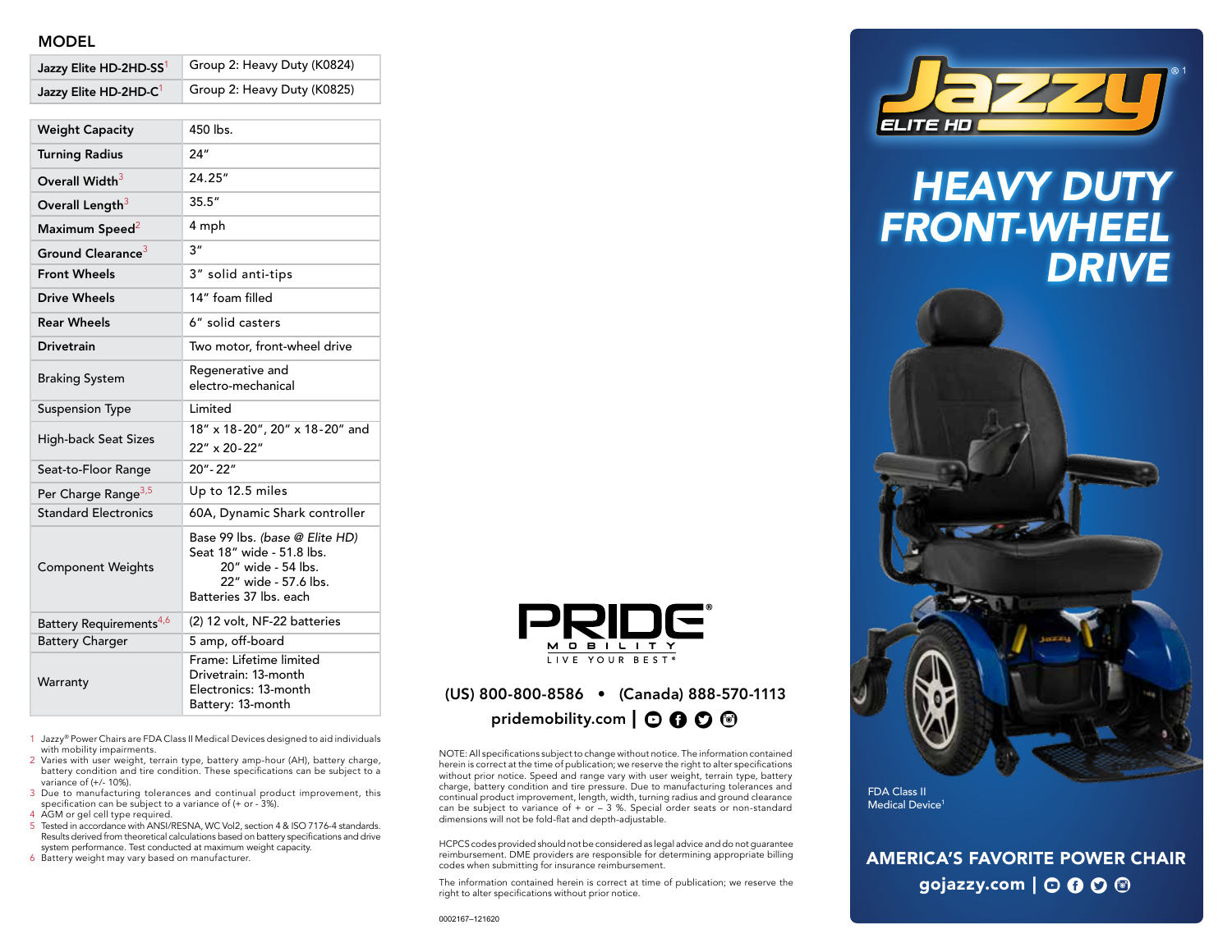## MODEL

| Model | Group |
|---|---|
| Jazzy Elite HD-2HD-SS[1] | Group 2: Heavy Duty (K0824) |
| Jazzy Elite HD-2HD-C[1] | Group 2: Heavy Duty (K0825) |

| Specification | Value |
|---|---|
| Weight Capacity | 450 lbs. |
| Turning Radius | 24″ |
| Overall Width[3] | 24.25″ |
| Overall Length[3] | 35.5″ |
| Maximum Speed[2] | 4 mph |
| Ground Clearance[3] | 3″ |
| Front Wheels | 3″ solid anti-tips |
| Drive Wheels | 14″ foam filled |
| Rear Wheels | 6″ solid casters |
| Drivetrain | Two motor, front-wheel drive |
| Braking System | Regenerative and electro-mechanical |
| Suspension Type | Limited |
| High-back Seat Sizes | 18″ x 18-20″, 20″ x 18-20″ and 22″ x 20-22″ |
| Seat-to-Floor Range | 20″- 22″ |
| Per Charge Range[3,5] | Up to 12.5 miles |
| Standard Electronics | 60A, Dynamic Shark controller |
| Component Weights | Base 99 lbs. *(base @ Elite HD)*<br>Seat 18″ wide - 51.8 lbs.<br>20″ wide - 54 lbs.<br>22″ wide - 57.6 lbs.<br>Batteries 37 lbs. each |
| Battery Requirements[4,6] | (2) 12 volt, NF-22 batteries |
| Battery Charger | 5 amp, off-board |
| Warranty | Frame: Lifetime limited<br>Drivetrain: 13-month<br>Electronics: 13-month<br>Battery: 13-month |

1 Jazzy® Power Chairs are FDA Class II Medical Devices designed to aid individuals with mobility impairments.
2 Varies with user weight, terrain type, battery amp-hour (AH), battery charge, battery condition and tire condition. These specifications can be subject to a variance of (+/- 10%).
3 Due to manufacturing tolerances and continual product improvement, this specification can be subject to a variance of (+ or - 3%).
4 AGM or gel cell type required.
5 Tested in accordance with ANSI/RESNA, WC Vol2, section 4 & ISO 7176-4 standards. Results derived from theoretical calculations based on battery specifications and drive system performance. Test conducted at maximum weight capacity.
6 Battery weight may vary based on manufacturer.

**PRIDE® MOBILITY**
LIVE YOUR BEST®

**(US) 800-800-8586 • (Canada) 888-570-1113**
**pridemobility.com**

NOTE: All specifications subject to change without notice. The information contained herein is correct at the time of publication; we reserve the right to alter specifications without prior notice. Speed and range vary with user weight, terrain type, battery charge, battery condition and tire pressure. Due to manufacturing tolerances and continual product improvement, length, width, turning radius and ground clearance can be subject to variance of + or – 3 %. Special order seats or non-standard dimensions will not be fold-flat and depth-adjustable.

HCPCS codes provided should not be considered as legal advice and do not guarantee reimbursement. DME providers are responsible for determining appropriate billing codes when submitting for insurance reimbursement.

The information contained herein is correct at time of publication; we reserve the right to alter specifications without prior notice.

0002167–121620

# Jazzy® ELITE HD

# HEAVY DUTY FRONT-WHEEL DRIVE

FDA Class II Medical Device[1]

**AMERICA'S FAVORITE POWER CHAIR**
**gojazzy.com**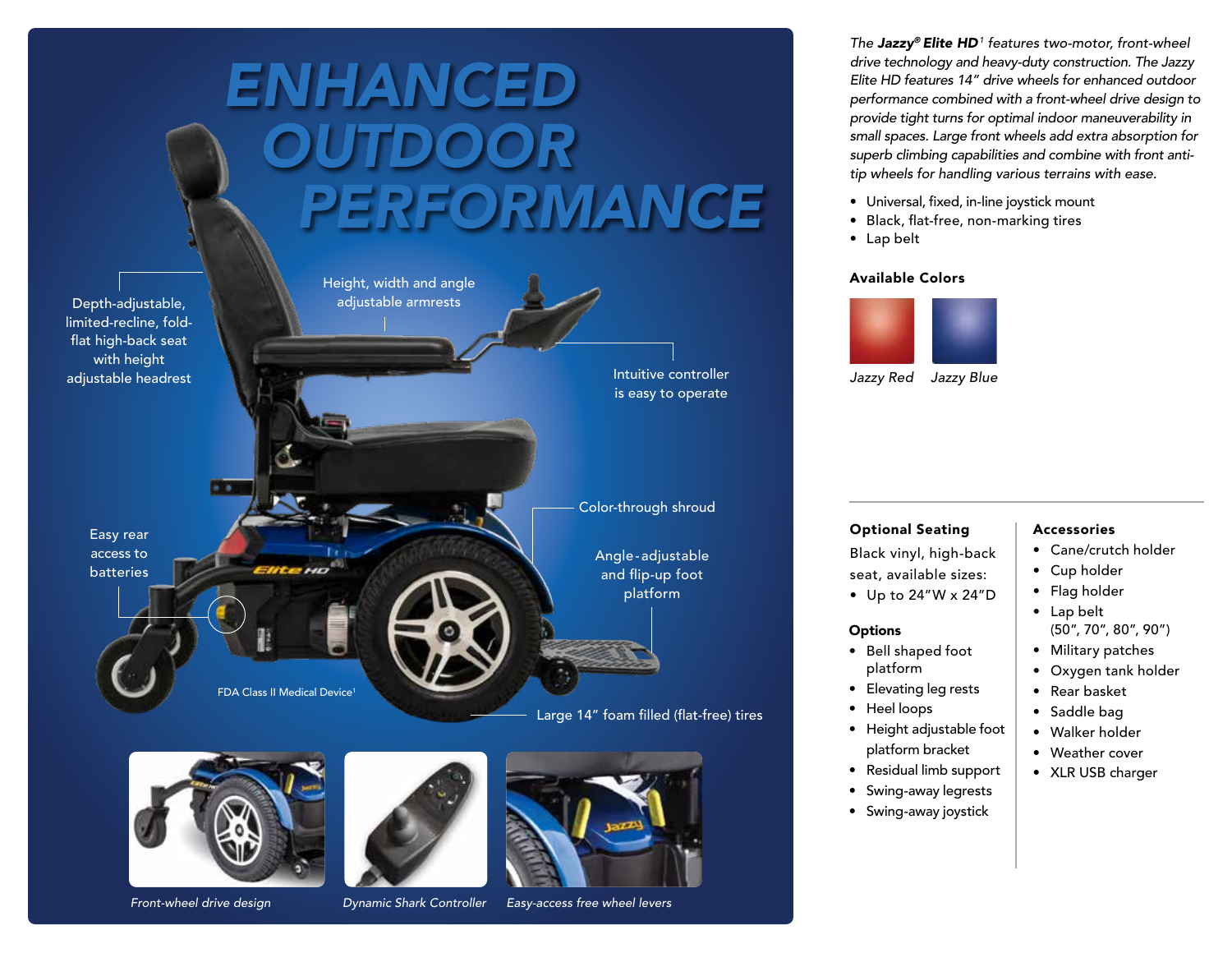# ENHANCED OUTDOOR PERFORMANCE

Depth-adjustable, limited-recline, fold-flat high-back seat with height adjustable headrest

Height, width and angle adjustable armrests

Intuitive controller is easy to operate

Color-through shroud

Easy rear access to batteries

Angle-adjustable and flip-up foot platform

FDA Class II Medical Device[1]

Large 14" foam filled (flat-free) tires

*Front-wheel drive design*

*Dynamic Shark Controller*

*Easy-access free wheel levers*

*The **Jazzy® Elite HD**[1] features two-motor, front-wheel drive technology and heavy-duty construction. The Jazzy Elite HD features 14" drive wheels for enhanced outdoor performance combined with a front-wheel drive design to provide tight turns for optimal indoor maneuverability in small spaces. Large front wheels add extra absorption for superb climbing capabilities and combine with front anti-tip wheels for handling various terrains with ease.*

- Universal, fixed, in-line joystick mount
- Black, flat-free, non-marking tires
- Lap belt

### Available Colors

*Jazzy Red* *Jazzy Blue*

### Optional Seating

Black vinyl, high-back seat, available sizes:

- Up to 24"W x 24"D

### Options

- Bell shaped foot platform
- Elevating leg rests
- Heel loops
- Height adjustable foot platform bracket
- Residual limb support
- Swing-away legrests
- Swing-away joystick

### Accessories

- Cane/crutch holder
- Cup holder
- Flag holder
- Lap belt (50", 70", 80", 90")
- Military patches
- Oxygen tank holder
- Rear basket
- Saddle bag
- Walker holder
- Weather cover
- XLR USB charger